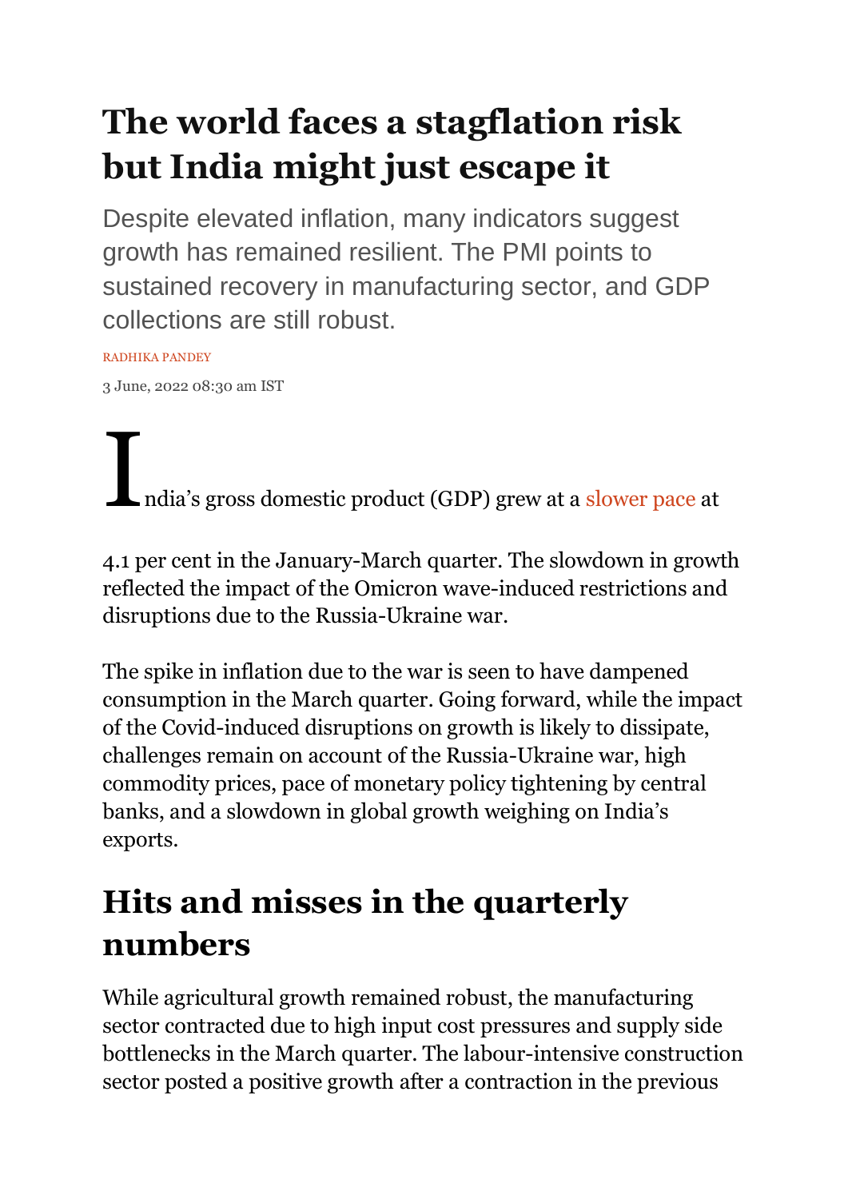# The world faces a stagflation risk but India might just escape it

Despite elevated inflation, many indicators suggest growth has remained resilient. The PMI points to sustained recovery in manufacturing sector, and GDP collections are still robust.

RADHIKA PANDEY

3 June, 2022 08:30 am IST

India's gross domestic product (GDP) grew at a slower pace at 4.1 per cent in the January-March quarter. The slowdown in growth reflected the impact of the Omicron wave-induced restrictions and disruptions due to the Russia-Ukraine war.

The spike in inflation due to the war is seen to have dampened consumption in the March quarter. Going forward, while the impact of the Covid-induced disruptions on growth is likely to dissipate, challenges remain on account of the Russia-Ukraine war, high commodity prices, pace of monetary policy tightening by central banks, and a slowdown in global growth weighing on India's exports.

## Hits and misses in the quarterly numbers

While agricultural growth remained robust, the manufacturing sector contracted due to high input cost pressures and supply side bottlenecks in the March quarter. The labour-intensive construction sector posted a positive growth after a contraction in the previous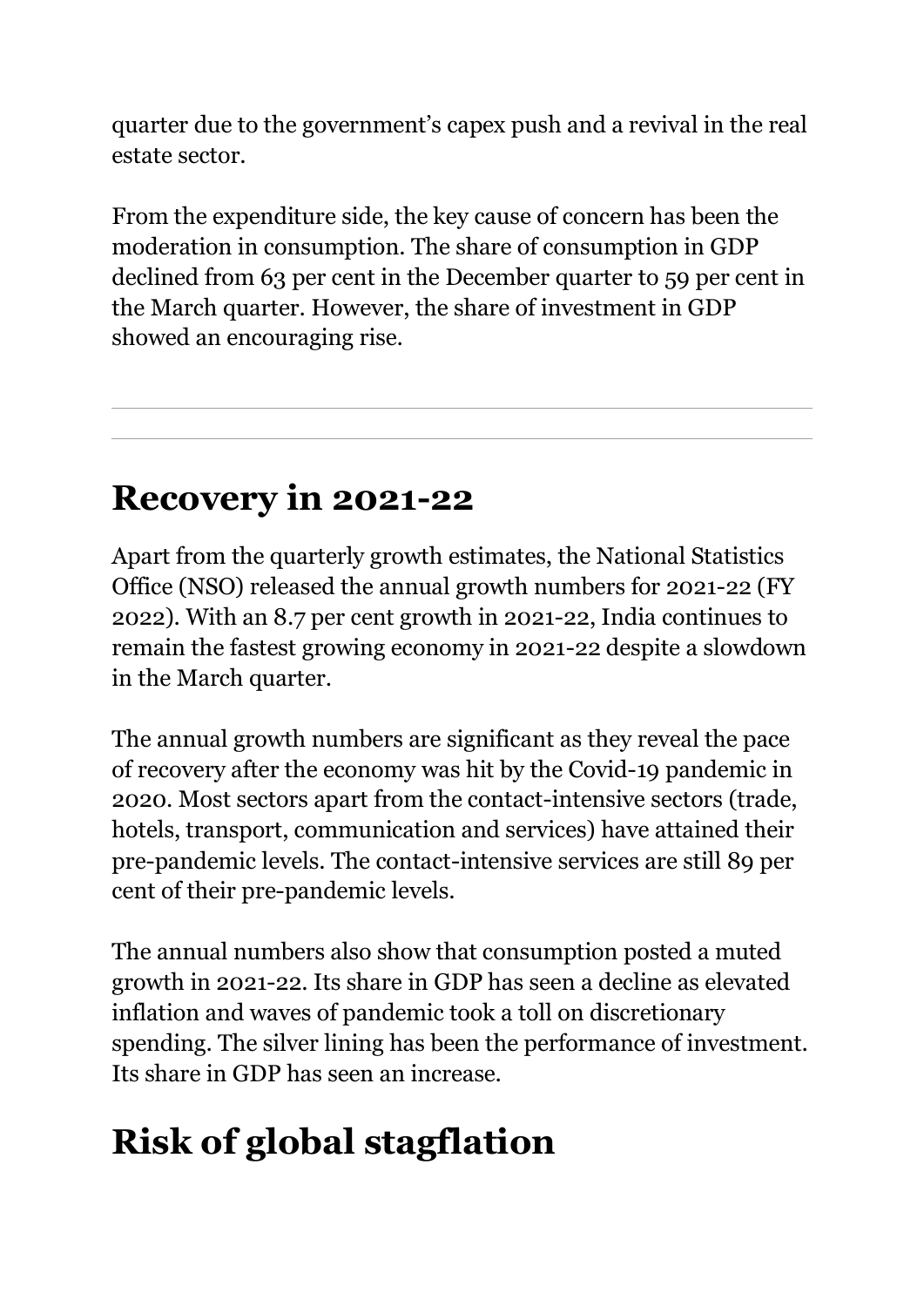quarter due to the government's capex push and a revival in the real estate sector.

From the expenditure side, the key cause of concern has been the moderation in consumption. The share of consumption in GDP declined from 63 per cent in the December quarter to 59 per cent in the March quarter. However, the share of investment in GDP showed an encouraging rise.

---

## Recovery in 2021-22

Apart from the quarterly growth estimates, the National Statistics Office (NSO) released the annual growth numbers for 2021-22 (FY 2022). With an 8.7 per cent growth in 2021-22, India continues to remain the fastest growing economy in 2021-22 despite a slowdown in the March quarter.

The annual growth numbers are significant as they reveal the pace of recovery after the economy was hit by the Covid-19 pandemic in 2020. Most sectors apart from the contact-intensive sectors (trade, hotels, transport, communication and services) have attained their pre-pandemic levels. The contact-intensive services are still 89 per cent of their pre-pandemic levels.

The annual numbers also show that consumption posted a muted growth in 2021-22. Its share in GDP has seen a decline as elevated inflation and waves of pandemic took a toll on discretionary spending. The silver lining has been the performance of investment. Its share in GDP has seen an increase.

## Risk of global stagflation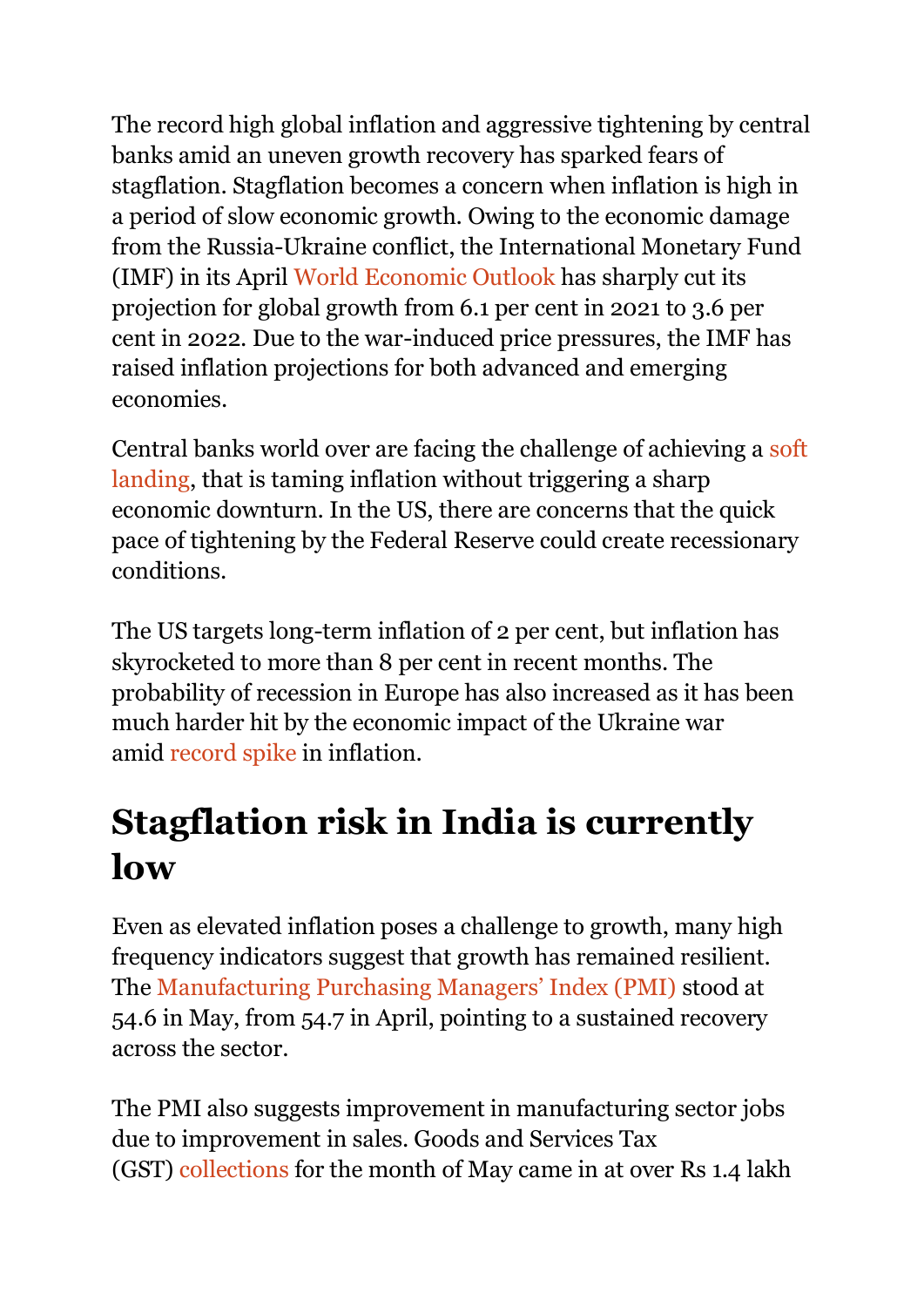The record high global inflation and aggressive tightening by central banks amid an uneven growth recovery has sparked fears of stagflation. Stagflation becomes a concern when inflation is high in a period of slow economic growth. Owing to the economic damage from the Russia-Ukraine conflict, the International Monetary Fund (IMF) in its April World Economic Outlook has sharply cut its projection for global growth from 6.1 per cent in 2021 to 3.6 per cent in 2022. Due to the war-induced price pressures, the IMF has raised inflation projections for both advanced and emerging economies.

Central banks world over are facing the challenge of achieving a soft landing, that is taming inflation without triggering a sharp economic downturn. In the US, there are concerns that the quick pace of tightening by the Federal Reserve could create recessionary conditions.

The US targets long-term inflation of 2 per cent, but inflation has skyrocketed to more than 8 per cent in recent months. The probability of recession in Europe has also increased as it has been much harder hit by the economic impact of the Ukraine war amid record spike in inflation.

## Stagflation risk in India is currently low

Even as elevated inflation poses a challenge to growth, many high frequency indicators suggest that growth has remained resilient. The Manufacturing Purchasing Managers' Index (PMI) stood at 54.6 in May, from 54.7 in April, pointing to a sustained recovery across the sector.

The PMI also suggests improvement in manufacturing sector jobs due to improvement in sales. Goods and Services Tax (GST) collections for the month of May came in at over Rs 1.4 lakh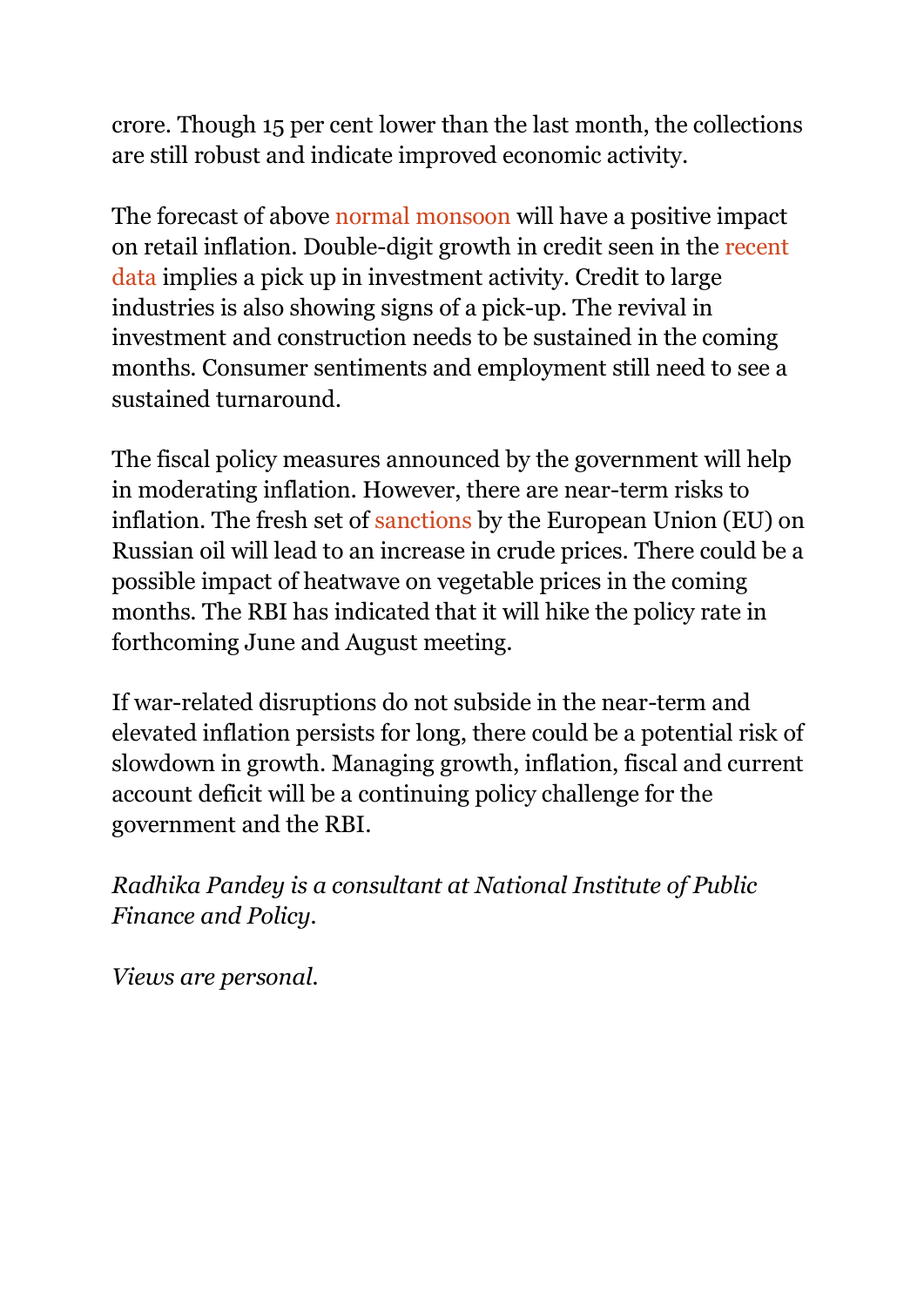crore. Though 15 per cent lower than the last month, the collections are still robust and indicate improved economic activity.

The forecast of above normal monsoon will have a positive impact on retail inflation. Double-digit growth in credit seen in the recent data implies a pick up in investment activity. Credit to large industries is also showing signs of a pick-up. The revival in investment and construction needs to be sustained in the coming months. Consumer sentiments and employment still need to see a sustained turnaround.

The fiscal policy measures announced by the government will help in moderating inflation. However, there are near-term risks to inflation. The fresh set of sanctions by the European Union (EU) on Russian oil will lead to an increase in crude prices. There could be a possible impact of heatwave on vegetable prices in the coming months. The RBI has indicated that it will hike the policy rate in forthcoming June and August meeting.

If war-related disruptions do not subside in the near-term and elevated inflation persists for long, there could be a potential risk of slowdown in growth. Managing growth, inflation, fiscal and current account deficit will be a continuing policy challenge for the government and the RBI.

*Radhika Pandey is a consultant at National Institute of Public Finance and Policy.*

*Views are personal.*